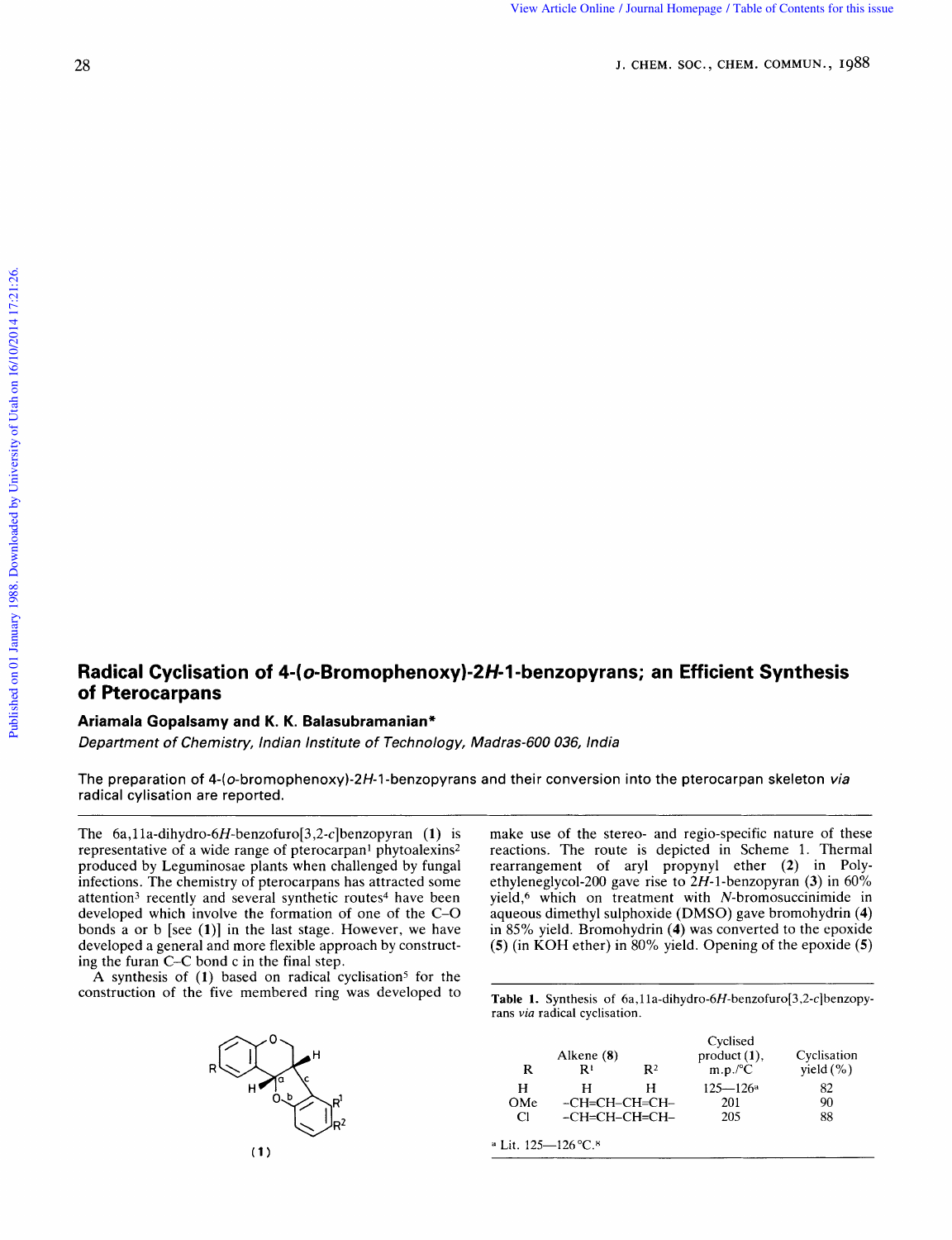# Radical Cyclisation of 4-(*o*-Bromophenoxy)-2*H*-1-benzopyrans; an Efficient Synthesis of Pterocarpans

**Ariamala Gopalsamy and K. K. Balasubramanian***

*Department of Chemistry, Indian Institute of Technology, Madras-600 036, India*

The preparation of 4-(*o*-bromophenoxy)-2*H*-1-benzopyrans and their conversion into the pterocarpan skeleton *via* radical cylisation are reported.

The 6a,11a-dihydro-6*H*-benzofuro[3,2-*c*]benzopyran (**1**) is representative of a wide range of pterocarpan[1] phytoalexins[2] produced by Leguminosae plants when challenged by fungal infections. The chemistry of pterocarpans has attracted some attention[3] recently and several synthetic routes[4] have been developed which involve the formation of one of the C–O bonds a or b [see (**1**)] in the last stage. However, we have developed a general and more flexible approach by constructing the furan C–C bond c in the final step.

A synthesis of (**1**) based on radical cyclisation[5] for the construction of the five membered ring was developed to make use of the stereo- and regio-specific nature of these reactions. The route is depicted in Scheme 1. Thermal rearrangement of aryl propynyl ether (**2**) in Polyethyleneglycol-200 gave rise to 2*H*-1-benzopyran (**3**) in 60% yield,[6] which on treatment with *N*-bromosuccinimide in aqueous dimethyl sulphoxide (DMSO) gave bromohydrin (**4**) in 85% yield. Bromohydrin (**4**) was converted to the epoxide (**5**) (in KOH ether) in 80% yield. Opening of the epoxide (**5**)

(**1**)

**Table 1.** Synthesis of 6a,11a-dihydro-6*H*-benzofuro[3,2-*c*]benzopyrans *via* radical cyclisation.

| R | Alkene (**8**) $R^1$ | $R^2$ | Cyclised product (**1**), m.p./°C | Cyclisation yield (%) |
|---|---|---|---|---|
| H | H | H | 125—126[a] | 82 |
| OMe | –CH=CH–CH=CH– | | 201 | 90 |
| Cl | –CH=CH–CH=CH– | | 205 | 88 |

[a] Lit. 125—126 °C.[8]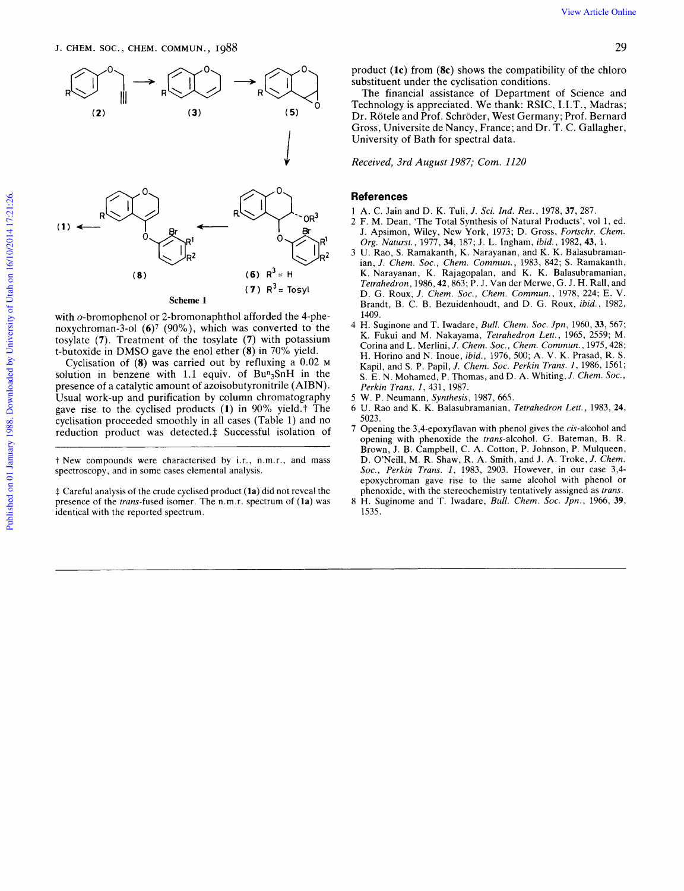Scheme 1

with *o*-bromophenol or 2-bromonaphthol afforded the 4-phenoxychroman-3-ol (**6**)[7] (90%), which was converted to the tosylate (**7**). Treatment of the tosylate (**7**) with potassium t-butoxide in DMSO gave the enol ether (**8**) in 70% yield.

Cyclisation of (**8**) was carried out by refluxing a 0.02 M solution in benzene with 1.1 equiv. of $Bu^n_3SnH$ in the presence of a catalytic amount of azoisobutyronitrile (AIBN). Usual work-up and purification by column chromatography gave rise to the cyclised products (**1**) in 90% yield.† The cyclisation proceeded smoothly in all cases (Table 1) and no reduction product was detected.‡ Successful isolation of product (**1c**) from (**8c**) shows the compatibility of the chloro substituent under the cyclisation conditions.

The financial assistance of Department of Science and Technology is appreciated. We thank: RSIC, I.I.T., Madras; Dr. Rötele and Prof. Schröder, West Germany; Prof. Bernard Gross, Universite de Nancy, France; and Dr. T. C. Gallagher, University of Bath for spectral data.

*Received, 3rd August 1987; Com. 1120*

† New compounds were characterised by i.r., n.m.r., and mass spectroscopy, and in some cases elemental analysis.

‡ Careful analysis of the crude cyclised product (**1a**) did not reveal the presence of the *trans*-fused isomer. The n.m.r. spectrum of (**1a**) was identical with the reported spectrum.

## References

1. A. C. Jain and D. K. Tuli, *J. Sci. Ind. Res.*, 1978, **37**, 287.
2. F. M. Dean, 'The Total Synthesis of Natural Products', vol 1, ed. J. Apsimon, Wiley, New York, 1973; D. Gross, *Fortschr. Chem. Org. Naturst.*, 1977, **34**, 187; J. L. Ingham, *ibid.*, 1982, **43**, 1.
3. U. Rao, S. Ramakanth, K. Narayanan, and K. K. Balasubramanian, *J. Chem. Soc., Chem. Commun.*, 1983, 842; S. Ramakanth, K. Narayanan, K. Rajagopalan, and K. K. Balasubramanian, *Tetrahedron*, 1986, **42**, 863; P. J. Van der Merwe, G. J. H. Rall, and D. G. Roux, *J. Chem. Soc., Chem. Commun.*, 1978, 224; E. V. Brandt, B. C. B. Bezuidenhoudt, and D. G. Roux, *ibid.*, 1982, 1409.
4. H. Suginone and T. Iwadare, *Bull. Chem. Soc. Jpn*, 1960, **33**, 567; K. Fukui and M. Nakayama, *Tetrahedron Lett.*, 1965, 2559; M. Corina and L. Merlini, *J. Chem. Soc., Chem. Commun.*, 1975, 428; H. Horino and N. Inoue, *ibid.*, 1976, 500; A. V. K. Prasad, R. S. Kapil, and S. P. Papil, *J. Chem. Soc. Perkin Trans. 1*, 1986, 1561; S. E. N. Mohamed, P. Thomas, and D. A. Whiting, *J. Chem. Soc., Perkin Trans. 1*, 431, 1987.
5. W. P. Neumann, *Synthesis*, 1987, 665.
6. U. Rao and K. K. Balasubramanian, *Tetrahedron Lett.*, 1983, **24**, 5023.
7. Opening the 3,4-epoxyflavan with phenol gives the *cis*-alcohol and opening with phenoxide the *trans*-alcohol. G. Bateman, B. R. Brown, J. B. Campbell, C. A. Cotton, P. Johnson, P. Mulqueen, D. O'Neill, M. R. Shaw, R. A. Smith, and J. A. Troke, *J. Chem. Soc., Perkin Trans. 1*, 1983, 2903. However, in our case 3,4-epoxychroman gave rise to the same alcohol with phenol or phenoxide, with the stereochemistry tentatively assigned as *trans*.
8. H. Suginome and T. Iwadare, *Bull. Chem. Soc. Jpn.*, 1966, **39**, 1535.